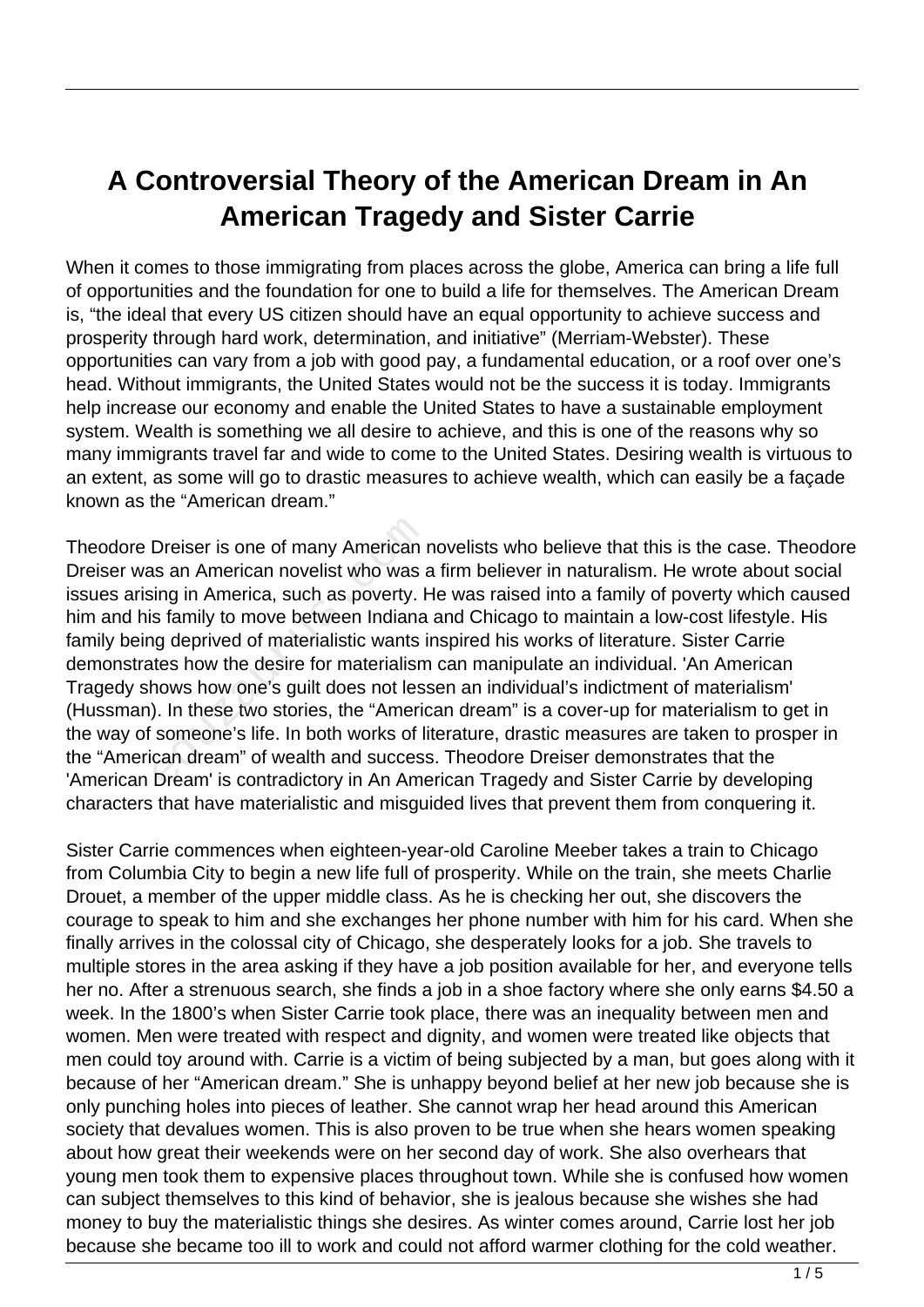# A Controversial Theory of the American Dream in An American Tragedy and Sister Carrie

When it comes to those immigrating from places across the globe, America can bring a life full of opportunities and the foundation for one to build a life for themselves. The American Dream is, "the ideal that every US citizen should have an equal opportunity to achieve success and prosperity through hard work, determination, and initiative" (Merriam-Webster). These opportunities can vary from a job with good pay, a fundamental education, or a roof over one's head. Without immigrants, the United States would not be the success it is today. Immigrants help increase our economy and enable the United States to have a sustainable employment system. Wealth is something we all desire to achieve, and this is one of the reasons why so many immigrants travel far and wide to come to the United States. Desiring wealth is virtuous to an extent, as some will go to drastic measures to achieve wealth, which can easily be a façade known as the "American dream."

Theodore Dreiser is one of many American novelists who believe that this is the case. Theodore Dreiser was an American novelist who was a firm believer in naturalism. He wrote about social issues arising in America, such as poverty. He was raised into a family of poverty which caused him and his family to move between Indiana and Chicago to maintain a low-cost lifestyle. His family being deprived of materialistic wants inspired his works of literature. Sister Carrie demonstrates how the desire for materialism can manipulate an individual. 'An American Tragedy shows how one's guilt does not lessen an individual's indictment of materialism' (Hussman). In these two stories, the "American dream" is a cover-up for materialism to get in the way of someone's life. In both works of literature, drastic measures are taken to prosper in the "American dream" of wealth and success. Theodore Dreiser demonstrates that the 'American Dream' is contradictory in An American Tragedy and Sister Carrie by developing characters that have materialistic and misguided lives that prevent them from conquering it.

Sister Carrie commences when eighteen-year-old Caroline Meeber takes a train to Chicago from Columbia City to begin a new life full of prosperity. While on the train, she meets Charlie Drouet, a member of the upper middle class. As he is checking her out, she discovers the courage to speak to him and she exchanges her phone number with him for his card. When she finally arrives in the colossal city of Chicago, she desperately looks for a job. She travels to multiple stores in the area asking if they have a job position available for her, and everyone tells her no. After a strenuous search, she finds a job in a shoe factory where she only earns $4.50 a week. In the 1800's when Sister Carrie took place, there was an inequality between men and women. Men were treated with respect and dignity, and women were treated like objects that men could toy around with. Carrie is a victim of being subjected by a man, but goes along with it because of her "American dream." She is unhappy beyond belief at her new job because she is only punching holes into pieces of leather. She cannot wrap her head around this American society that devalues women. This is also proven to be true when she hears women speaking about how great their weekends were on her second day of work. She also overhears that young men took them to expensive places throughout town. While she is confused how women can subject themselves to this kind of behavior, she is jealous because she wishes she had money to buy the materialistic things she desires. As winter comes around, Carrie lost her job because she became too ill to work and could not afford warmer clothing for the cold weather.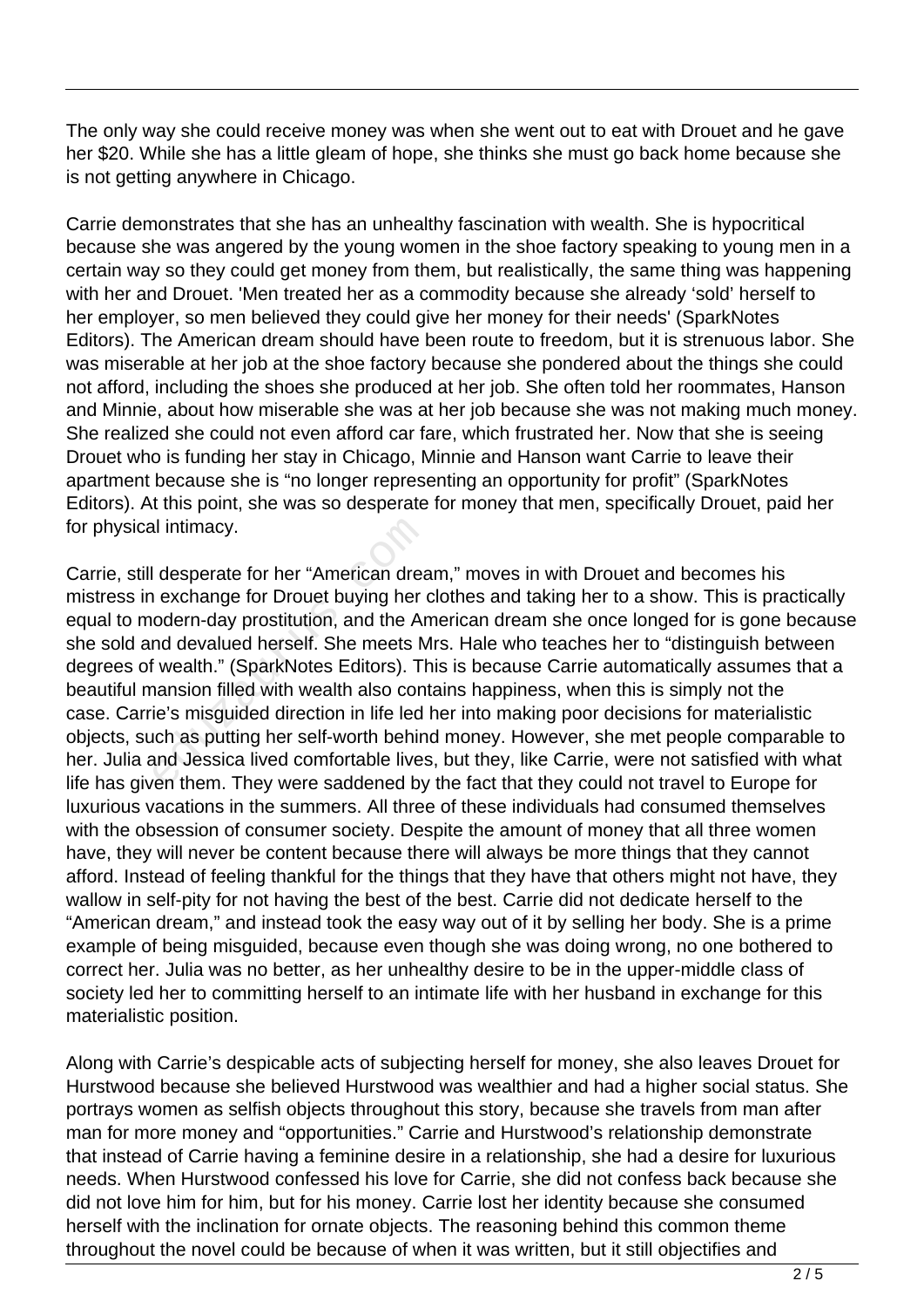The only way she could receive money was when she went out to eat with Drouet and he gave her $20. While she has a little gleam of hope, she thinks she must go back home because she is not getting anywhere in Chicago.

Carrie demonstrates that she has an unhealthy fascination with wealth. She is hypocritical because she was angered by the young women in the shoe factory speaking to young men in a certain way so they could get money from them, but realistically, the same thing was happening with her and Drouet. 'Men treated her as a commodity because she already 'sold' herself to her employer, so men believed they could give her money for their needs' (SparkNotes Editors). The American dream should have been route to freedom, but it is strenuous labor. She was miserable at her job at the shoe factory because she pondered about the things she could not afford, including the shoes she produced at her job. She often told her roommates, Hanson and Minnie, about how miserable she was at her job because she was not making much money. She realized she could not even afford car fare, which frustrated her. Now that she is seeing Drouet who is funding her stay in Chicago, Minnie and Hanson want Carrie to leave their apartment because she is "no longer representing an opportunity for profit" (SparkNotes Editors). At this point, she was so desperate for money that men, specifically Drouet, paid her for physical intimacy.

Carrie, still desperate for her "American dream," moves in with Drouet and becomes his mistress in exchange for Drouet buying her clothes and taking her to a show. This is practically equal to modern-day prostitution, and the American dream she once longed for is gone because she sold and devalued herself. She meets Mrs. Hale who teaches her to "distinguish between degrees of wealth." (SparkNotes Editors). This is because Carrie automatically assumes that a beautiful mansion filled with wealth also contains happiness, when this is simply not the case. Carrie's misguided direction in life led her into making poor decisions for materialistic objects, such as putting her self-worth behind money. However, she met people comparable to her. Julia and Jessica lived comfortable lives, but they, like Carrie, were not satisfied with what life has given them. They were saddened by the fact that they could not travel to Europe for luxurious vacations in the summers. All three of these individuals had consumed themselves with the obsession of consumer society. Despite the amount of money that all three women have, they will never be content because there will always be more things that they cannot afford. Instead of feeling thankful for the things that they have that others might not have, they wallow in self-pity for not having the best of the best. Carrie did not dedicate herself to the "American dream," and instead took the easy way out of it by selling her body. She is a prime example of being misguided, because even though she was doing wrong, no one bothered to correct her. Julia was no better, as her unhealthy desire to be in the upper-middle class of society led her to committing herself to an intimate life with her husband in exchange for this materialistic position.

Along with Carrie's despicable acts of subjecting herself for money, she also leaves Drouet for Hurstwood because she believed Hurstwood was wealthier and had a higher social status. She portrays women as selfish objects throughout this story, because she travels from man after man for more money and "opportunities." Carrie and Hurstwood's relationship demonstrate that instead of Carrie having a feminine desire in a relationship, she had a desire for luxurious needs. When Hurstwood confessed his love for Carrie, she did not confess back because she did not love him for him, but for his money. Carrie lost her identity because she consumed herself with the inclination for ornate objects. The reasoning behind this common theme throughout the novel could be because of when it was written, but it still objectifies and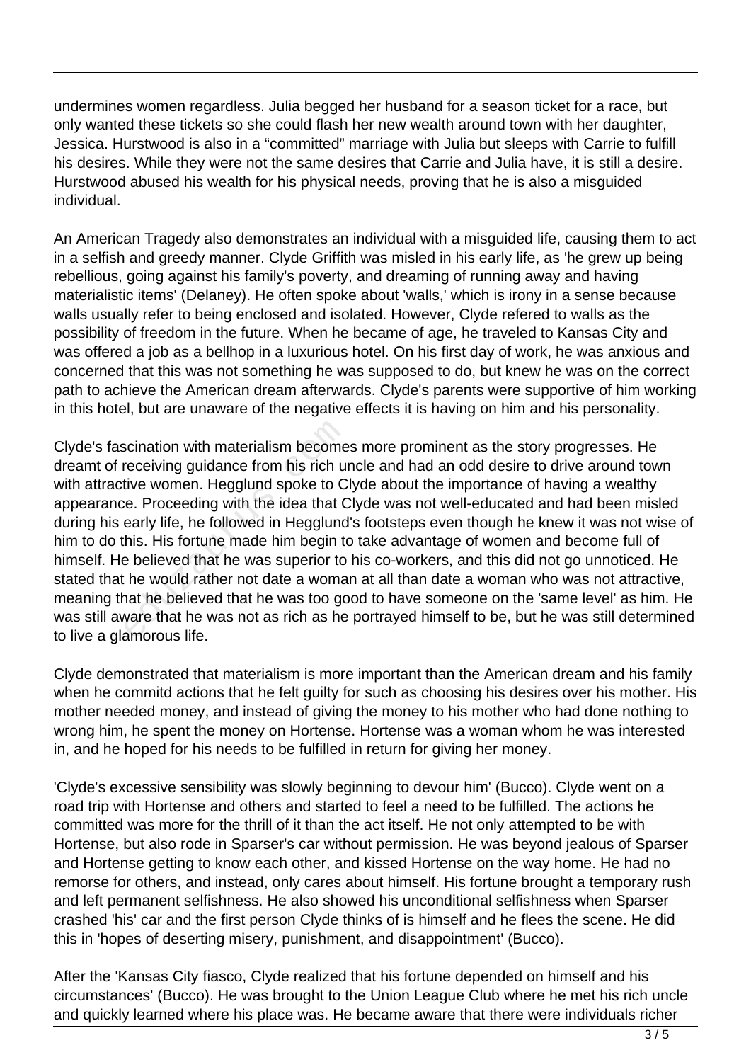undermines women regardless. Julia begged her husband for a season ticket for a race, but only wanted these tickets so she could flash her new wealth around town with her daughter, Jessica. Hurstwood is also in a “committed” marriage with Julia but sleeps with Carrie to fulfill his desires. While they were not the same desires that Carrie and Julia have, it is still a desire. Hurstwood abused his wealth for his physical needs, proving that he is also a misguided individual.

An American Tragedy also demonstrates an individual with a misguided life, causing them to act in a selfish and greedy manner. Clyde Griffith was misled in his early life, as 'he grew up being rebellious, going against his family's poverty, and dreaming of running away and having materialistic items' (Delaney). He often spoke about 'walls,' which is irony in a sense because walls usually refer to being enclosed and isolated. However, Clyde refered to walls as the possibility of freedom in the future. When he became of age, he traveled to Kansas City and was offered a job as a bellhop in a luxurious hotel. On his first day of work, he was anxious and concerned that this was not something he was supposed to do, but knew he was on the correct path to achieve the American dream afterwards. Clyde's parents were supportive of him working in this hotel, but are unaware of the negative effects it is having on him and his personality.

Clyde's fascination with materialism becomes more prominent as the story progresses. He dreamt of receiving guidance from his rich uncle and had an odd desire to drive around town with attractive women. Hegglund spoke to Clyde about the importance of having a wealthy appearance. Proceeding with the idea that Clyde was not well-educated and had been misled during his early life, he followed in Hegglund's footsteps even though he knew it was not wise of him to do this. His fortune made him begin to take advantage of women and become full of himself. He believed that he was superior to his co-workers, and this did not go unnoticed. He stated that he would rather not date a woman at all than date a woman who was not attractive, meaning that he believed that he was too good to have someone on the 'same level' as him. He was still aware that he was not as rich as he portrayed himself to be, but he was still determined to live a glamorous life.

Clyde demonstrated that materialism is more important than the American dream and his family when he commitd actions that he felt guilty for such as choosing his desires over his mother. His mother needed money, and instead of giving the money to his mother who had done nothing to wrong him, he spent the money on Hortense. Hortense was a woman whom he was interested in, and he hoped for his needs to be fulfilled in return for giving her money.

'Clyde's excessive sensibility was slowly beginning to devour him' (Bucco). Clyde went on a road trip with Hortense and others and started to feel a need to be fulfilled. The actions he committed was more for the thrill of it than the act itself. He not only attempted to be with Hortense, but also rode in Sparser's car without permission. He was beyond jealous of Sparser and Hortense getting to know each other, and kissed Hortense on the way home. He had no remorse for others, and instead, only cares about himself. His fortune brought a temporary rush and left permanent selfishness. He also showed his unconditional selfishness when Sparser crashed 'his' car and the first person Clyde thinks of is himself and he flees the scene. He did this in 'hopes of deserting misery, punishment, and disappointment' (Bucco).

After the 'Kansas City fiasco, Clyde realized that his fortune depended on himself and his circumstances' (Bucco). He was brought to the Union League Club where he met his rich uncle and quickly learned where his place was. He became aware that there were individuals richer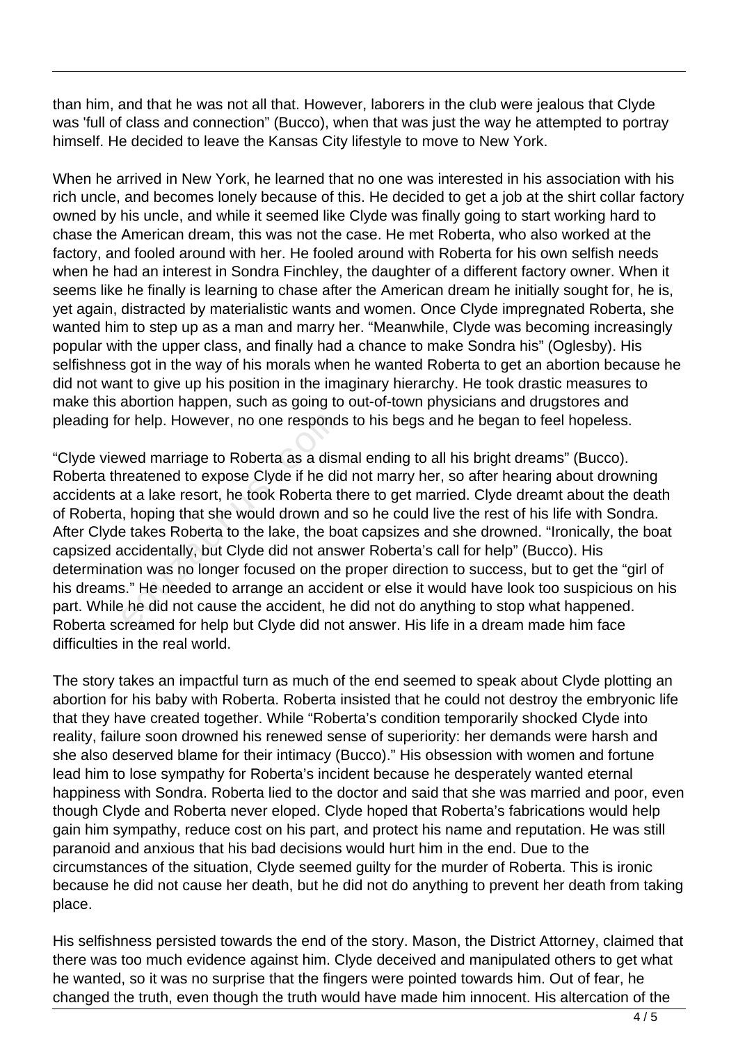than him, and that he was not all that. However, laborers in the club were jealous that Clyde was 'full of class and connection" (Bucco), when that was just the way he attempted to portray himself. He decided to leave the Kansas City lifestyle to move to New York.

When he arrived in New York, he learned that no one was interested in his association with his rich uncle, and becomes lonely because of this. He decided to get a job at the shirt collar factory owned by his uncle, and while it seemed like Clyde was finally going to start working hard to chase the American dream, this was not the case. He met Roberta, who also worked at the factory, and fooled around with her. He fooled around with Roberta for his own selfish needs when he had an interest in Sondra Finchley, the daughter of a different factory owner. When it seems like he finally is learning to chase after the American dream he initially sought for, he is, yet again, distracted by materialistic wants and women. Once Clyde impregnated Roberta, she wanted him to step up as a man and marry her. "Meanwhile, Clyde was becoming increasingly popular with the upper class, and finally had a chance to make Sondra his" (Oglesby). His selfishness got in the way of his morals when he wanted Roberta to get an abortion because he did not want to give up his position in the imaginary hierarchy. He took drastic measures to make this abortion happen, such as going to out-of-town physicians and drugstores and pleading for help. However, no one responds to his begs and he began to feel hopeless.

"Clyde viewed marriage to Roberta as a dismal ending to all his bright dreams" (Bucco). Roberta threatened to expose Clyde if he did not marry her, so after hearing about drowning accidents at a lake resort, he took Roberta there to get married. Clyde dreamt about the death of Roberta, hoping that she would drown and so he could live the rest of his life with Sondra. After Clyde takes Roberta to the lake, the boat capsizes and she drowned. "Ironically, the boat capsized accidentally, but Clyde did not answer Roberta's call for help" (Bucco). His determination was no longer focused on the proper direction to success, but to get the "girl of his dreams." He needed to arrange an accident or else it would have look too suspicious on his part. While he did not cause the accident, he did not do anything to stop what happened. Roberta screamed for help but Clyde did not answer. His life in a dream made him face difficulties in the real world.

The story takes an impactful turn as much of the end seemed to speak about Clyde plotting an abortion for his baby with Roberta. Roberta insisted that he could not destroy the embryonic life that they have created together. While "Roberta's condition temporarily shocked Clyde into reality, failure soon drowned his renewed sense of superiority: her demands were harsh and she also deserved blame for their intimacy (Bucco)." His obsession with women and fortune lead him to lose sympathy for Roberta's incident because he desperately wanted eternal happiness with Sondra. Roberta lied to the doctor and said that she was married and poor, even though Clyde and Roberta never eloped. Clyde hoped that Roberta's fabrications would help gain him sympathy, reduce cost on his part, and protect his name and reputation. He was still paranoid and anxious that his bad decisions would hurt him in the end. Due to the circumstances of the situation, Clyde seemed guilty for the murder of Roberta. This is ironic because he did not cause her death, but he did not do anything to prevent her death from taking place.

His selfishness persisted towards the end of the story. Mason, the District Attorney, claimed that there was too much evidence against him. Clyde deceived and manipulated others to get what he wanted, so it was no surprise that the fingers were pointed towards him. Out of fear, he changed the truth, even though the truth would have made him innocent. His altercation of the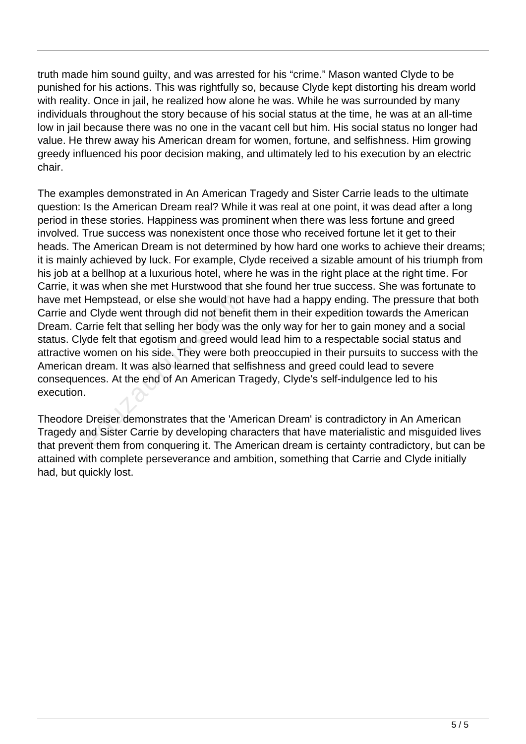truth made him sound guilty, and was arrested for his "crime." Mason wanted Clyde to be punished for his actions. This was rightfully so, because Clyde kept distorting his dream world with reality. Once in jail, he realized how alone he was. While he was surrounded by many individuals throughout the story because of his social status at the time, he was at an all-time low in jail because there was no one in the vacant cell but him. His social status no longer had value. He threw away his American dream for women, fortune, and selfishness. Him growing greedy influenced his poor decision making, and ultimately led to his execution by an electric chair.

The examples demonstrated in An American Tragedy and Sister Carrie leads to the ultimate question: Is the American Dream real? While it was real at one point, it was dead after a long period in these stories. Happiness was prominent when there was less fortune and greed involved. True success was nonexistent once those who received fortune let it get to their heads. The American Dream is not determined by how hard one works to achieve their dreams; it is mainly achieved by luck. For example, Clyde received a sizable amount of his triumph from his job at a bellhop at a luxurious hotel, where he was in the right place at the right time. For Carrie, it was when she met Hurstwood that she found her true success. She was fortunate to have met Hempstead, or else she would not have had a happy ending. The pressure that both Carrie and Clyde went through did not benefit them in their expedition towards the American Dream. Carrie felt that selling her body was the only way for her to gain money and a social status. Clyde felt that egotism and greed would lead him to a respectable social status and attractive women on his side. They were both preoccupied in their pursuits to success with the American dream. It was also learned that selfishness and greed could lead to severe consequences. At the end of An American Tragedy, Clyde's self-indulgence led to his execution.

Theodore Dreiser demonstrates that the 'American Dream' is contradictory in An American Tragedy and Sister Carrie by developing characters that have materialistic and misguided lives that prevent them from conquering it. The American dream is certainty contradictory, but can be attained with complete perseverance and ambition, something that Carrie and Clyde initially had, but quickly lost.